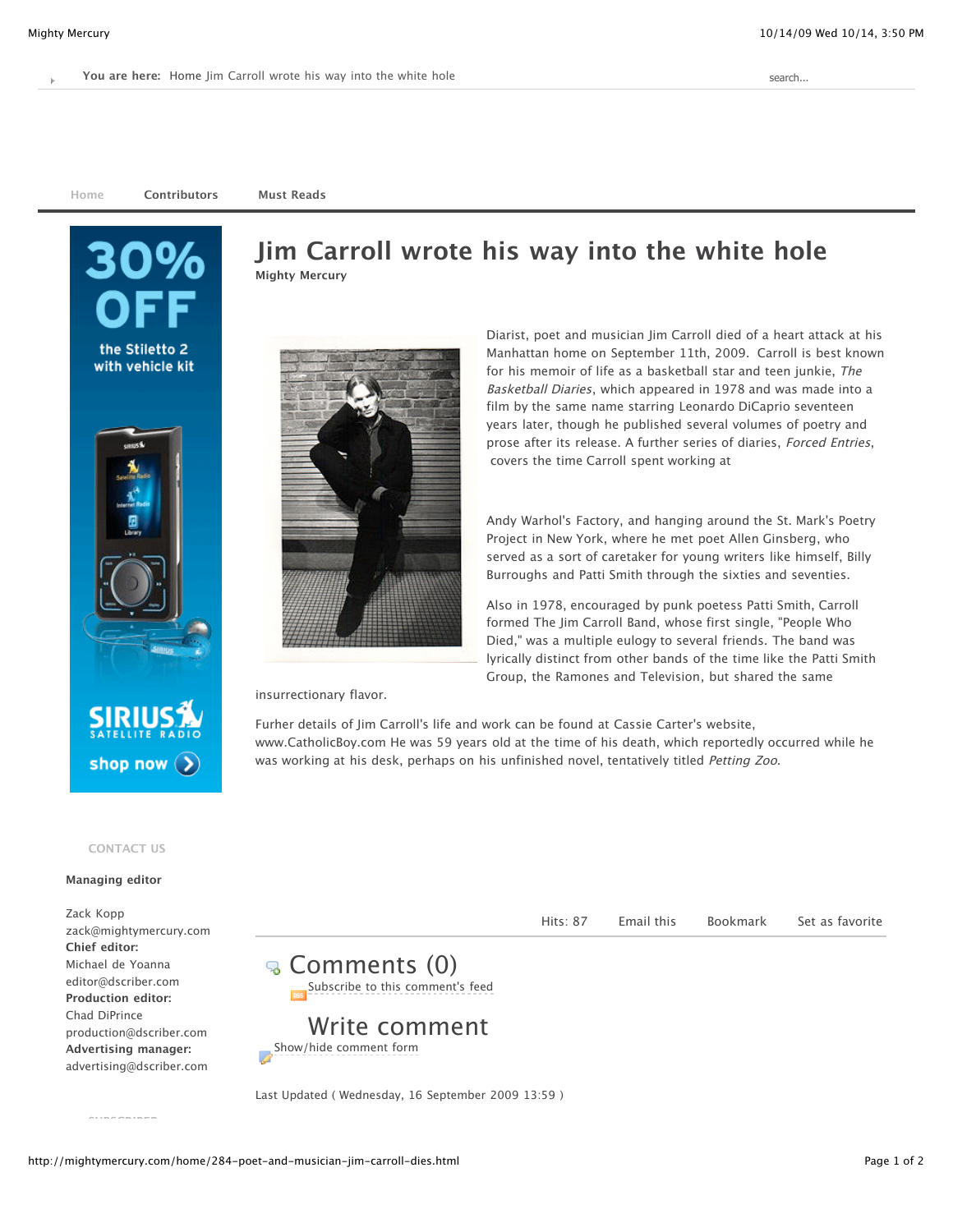You are here: Home Jim Carroll wrote his way into the white hole

search...

Home | Contributors | Must Reads

# Jim Carroll wrote his way into the white hole

**Mighty Mercury**

Diarist, poet and musician Jim Carroll died of a heart attack at his Manhattan home on September 11th, 2009. Carroll is best known for his memoir of life as a basketball star and teen junkie, *The Basketball Diaries*, which appeared in 1978 and was made into a film by the same name starring Leonardo DiCaprio seventeen years later, though he published several volumes of poetry and prose after its release. A further series of diaries, *Forced Entries*, covers the time Carroll spent working at Andy Warhol's Factory, and hanging around the St. Mark's Poetry Project in New York, where he met poet Allen Ginsberg, who served as a sort of caretaker for young writers like himself, Billy Burroughs and Patti Smith through the sixties and seventies.

Also in 1978, encouraged by punk poetess Patti Smith, Carroll formed The Jim Carroll Band, whose first single, "People Who Died," was a multiple eulogy to several friends. The band was lyrically distinct from other bands of the time like the Patti Smith Group, the Ramones and Television, but shared the same insurrectionary flavor.

Furher details of Jim Carroll's life and work can be found at Cassie Carter's website, www.CatholicBoy.com He was 59 years old at the time of his death, which reportedly occurred while he was working at his desk, perhaps on his unfinished novel, tentatively titled *Petting Zoo*.

Hits: 87 | Email this | Bookmark | Set as favorite

## Comments (0)

Subscribe to this comment's feed

## Write comment

Show/hide comment form

Last Updated ( Wednesday, 16 September 2009 13:59 )

CONTACT US

**Managing editor**

Zack Kopp
zack@mightymercury.com

**Chief editor:**

Michael de Yoanna
editor@dscriber.com

**Production editor:**

Chad DiPrince
production@dscriber.com

**Advertising manager:**

advertising@dscriber.com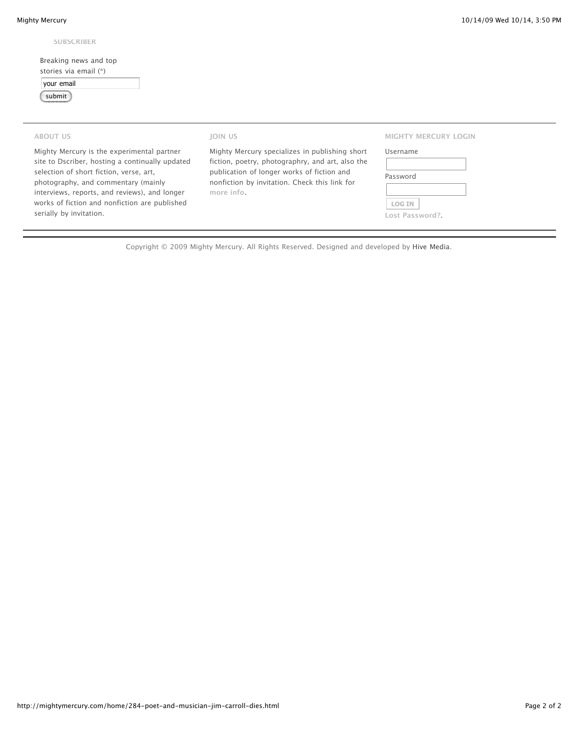SUBSCRIBER

Breaking news and top stories via email (*)

your email

submit

---

### ABOUT US

Mighty Mercury is the experimental partner site to Dscriber, hosting a continually updated selection of short fiction, verse, art, photography, and commentary (mainly interviews, reports, and reviews), and longer works of fiction and nonfiction are published serially by invitation.

### JOIN US

Mighty Mercury specializes in publishing short fiction, poetry, photographry, and art, also the publication of longer works of fiction and nonfiction by invitation. Check this link for **more info**.

### MIGHTY MERCURY LOGIN

Username

Password

LOG IN

Lost Password?.

---

Copyright © 2009 Mighty Mercury. All Rights Reserved. Designed and developed by Hive Media.